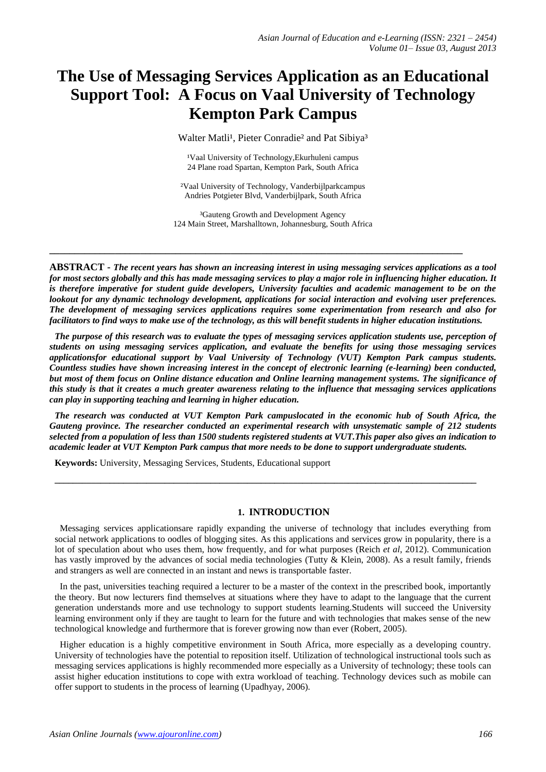# The Use of Messaging Services Application as an Educational Support Tool: A Focus on Vaal University of Technology Kempton Park Campus

Walter Matli[1], Pieter Conradie[2] and Pat Sibiya[3]

[1]Vaal University of Technology,Ekurhuleni campus
24 Plane road Spartan, Kempton Park, South Africa

[2]Vaal University of Technology, Vanderbijlparkcampus
Andries Potgieter Blvd, Vanderbijlpark, South Africa

[3]Gauteng Growth and Development Agency
124 Main Street, Marshalltown, Johannesburg, South Africa

---

**ABSTRACT** - ***The recent years has shown an increasing interest in using messaging services applications as a tool for most sectors globally and this has made messaging services to play a major role in influencing higher education. It is therefore imperative for student guide developers, University faculties and academic management to be on the lookout for any dynamic technology development, applications for social interaction and evolving user preferences. The development of messaging services applications requires some experimentation from research and also for facilitators to find ways to make use of the technology, as this will benefit students in higher education institutions.***

***The purpose of this research was to evaluate the types of messaging services application students use, perception of students on using messaging services application, and evaluate the benefits for using those messaging services applicationsfor educational support by Vaal University of Technology (VUT) Kempton Park campus students. Countless studies have shown increasing interest in the concept of electronic learning (e-learning) been conducted, but most of them focus on Online distance education and Online learning management systems. The significance of this study is that it creates a much greater awareness relating to the influence that messaging services applications can play in supporting teaching and learning in higher education.***

***The research was conducted at VUT Kempton Park campuslocated in the economic hub of South Africa, the Gauteng province. The researcher conducted an experimental research with unsystematic sample of 212 students selected from a population of less than 1500 students registered students at VUT.This paper also gives an indication to academic leader at VUT Kempton Park campus that more needs to be done to support undergraduate students.***

**Keywords:** University, Messaging Services, Students, Educational support

---

## 1. INTRODUCTION

Messaging services applicationsare rapidly expanding the universe of technology that includes everything from social network applications to oodles of blogging sites. As this applications and services grow in popularity, there is a lot of speculation about who uses them, how frequently, and for what purposes (Reich *et al*, 2012). Communication has vastly improved by the advances of social media technologies (Tutty & Klein, 2008). As a result family, friends and strangers as well are connected in an instant and news is transportable faster.

In the past, universities teaching required a lecturer to be a master of the context in the prescribed book, importantly the theory. But now lecturers find themselves at situations where they have to adapt to the language that the current generation understands more and use technology to support students learning.Students will succeed the University learning environment only if they are taught to learn for the future and with technologies that makes sense of the new technological knowledge and furthermore that is forever growing now than ever (Robert, 2005).

Higher education is a highly competitive environment in South Africa, more especially as a developing country. University of technologies have the potential to reposition itself. Utilization of technological instructional tools such as messaging services applications is highly recommended more especially as a University of technology; these tools can assist higher education institutions to cope with extra workload of teaching. Technology devices such as mobile can offer support to students in the process of learning (Upadhyay, 2006).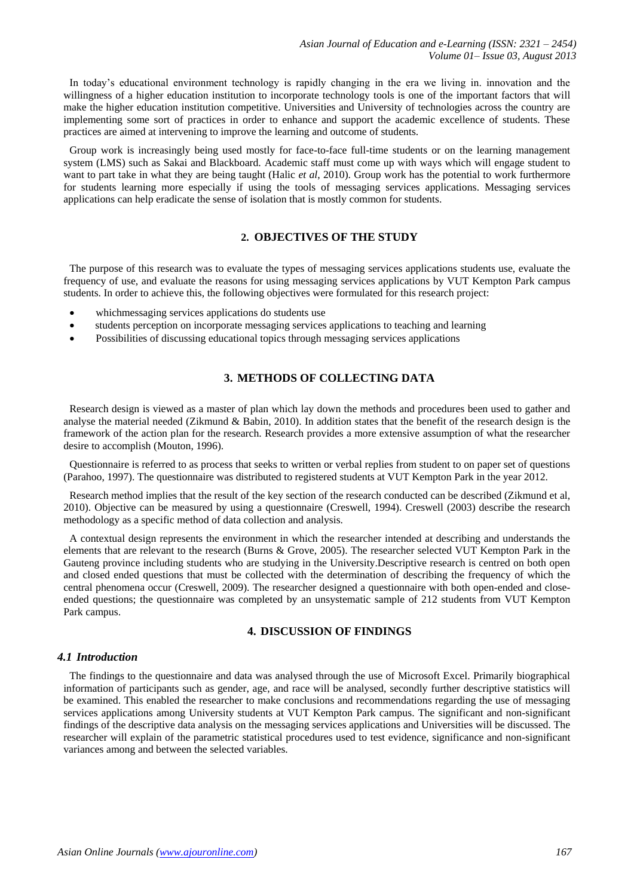In today's educational environment technology is rapidly changing in the era we living in. innovation and the willingness of a higher education institution to incorporate technology tools is one of the important factors that will make the higher education institution competitive. Universities and University of technologies across the country are implementing some sort of practices in order to enhance and support the academic excellence of students. These practices are aimed at intervening to improve the learning and outcome of students.

Group work is increasingly being used mostly for face-to-face full-time students or on the learning management system (LMS) such as Sakai and Blackboard. Academic staff must come up with ways which will engage student to want to part take in what they are being taught (Halic *et al*, 2010). Group work has the potential to work furthermore for students learning more especially if using the tools of messaging services applications. Messaging services applications can help eradicate the sense of isolation that is mostly common for students.

## 2. OBJECTIVES OF THE STUDY

The purpose of this research was to evaluate the types of messaging services applications students use, evaluate the frequency of use, and evaluate the reasons for using messaging services applications by VUT Kempton Park campus students. In order to achieve this, the following objectives were formulated for this research project:

- whichmessaging services applications do students use
- students perception on incorporate messaging services applications to teaching and learning
- Possibilities of discussing educational topics through messaging services applications

## 3. METHODS OF COLLECTING DATA

Research design is viewed as a master of plan which lay down the methods and procedures been used to gather and analyse the material needed (Zikmund & Babin, 2010). In addition states that the benefit of the research design is the framework of the action plan for the research. Research provides a more extensive assumption of what the researcher desire to accomplish (Mouton, 1996).

Questionnaire is referred to as process that seeks to written or verbal replies from student to on paper set of questions (Parahoo, 1997). The questionnaire was distributed to registered students at VUT Kempton Park in the year 2012.

Research method implies that the result of the key section of the research conducted can be described (Zikmund et al, 2010). Objective can be measured by using a questionnaire (Creswell, 1994). Creswell (2003) describe the research methodology as a specific method of data collection and analysis.

A contextual design represents the environment in which the researcher intended at describing and understands the elements that are relevant to the research (Burns & Grove, 2005). The researcher selected VUT Kempton Park in the Gauteng province including students who are studying in the University.Descriptive research is centred on both open and closed ended questions that must be collected with the determination of describing the frequency of which the central phenomena occur (Creswell, 2009). The researcher designed a questionnaire with both open-ended and close-ended questions; the questionnaire was completed by an unsystematic sample of 212 students from VUT Kempton Park campus.

## 4. DISCUSSION OF FINDINGS

### *4.1 Introduction*

The findings to the questionnaire and data was analysed through the use of Microsoft Excel. Primarily biographical information of participants such as gender, age, and race will be analysed, secondly further descriptive statistics will be examined. This enabled the researcher to make conclusions and recommendations regarding the use of messaging services applications among University students at VUT Kempton Park campus. The significant and non-significant findings of the descriptive data analysis on the messaging services applications and Universities will be discussed. The researcher will explain of the parametric statistical procedures used to test evidence, significance and non-significant variances among and between the selected variables.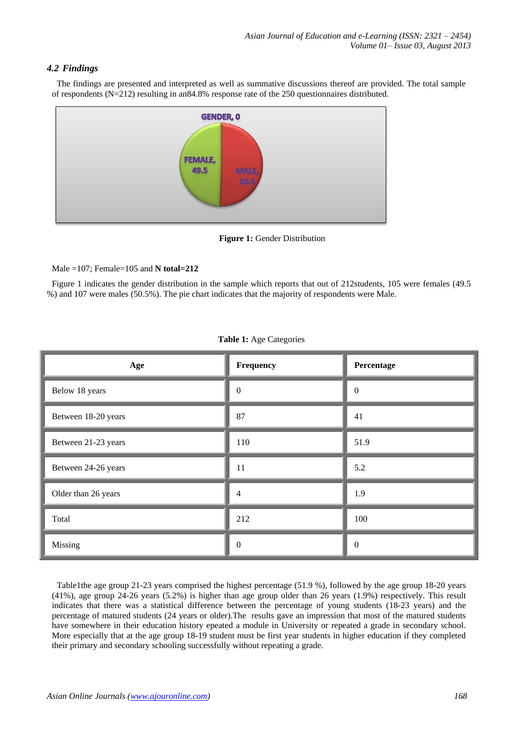### *4.2 Findings*

The findings are presented and interpreted as well as summative discussions thereof are provided. The total sample of respondents (N=212) resulting in an84.8% response rate of the 250 questionnaires distributed.

**Figure 1:** Gender Distribution

Male =107; Female=105 and **N total=212**

Figure 1 indicates the gender distribution in the sample which reports that out of 212students, 105 were females (49.5 %) and 107 were males (50.5%). The pie chart indicates that the majority of respondents were Male.

**Table 1:** Age Categories

| Age | Frequency | Percentage |
|---|---|---|
| Below 18 years | 0 | 0 |
| Between 18-20 years | 87 | 41 |
| Between 21-23 years | 110 | 51.9 |
| Between 24-26 years | 11 | 5.2 |
| Older than 26 years | 4 | 1.9 |
| Total | 212 | 100 |
| Missing | 0 | 0 |

Table1the age group 21-23 years comprised the highest percentage (51.9 %), followed by the age group 18-20 years (41%), age group 24-26 years (5.2%) is higher than age group older than 26 years (1.9%) respectively. This result indicates that there was a statistical difference between the percentage of young students (18-23 years) and the percentage of matured students (24 years or older).The results gave an impression that most of the matured students have somewhere in their education history epeated a module in University or repeated a grade in secondary school. More especially that at the age group 18-19 student must be first year students in higher education if they completed their primary and secondary schooling successfully without repeating a grade.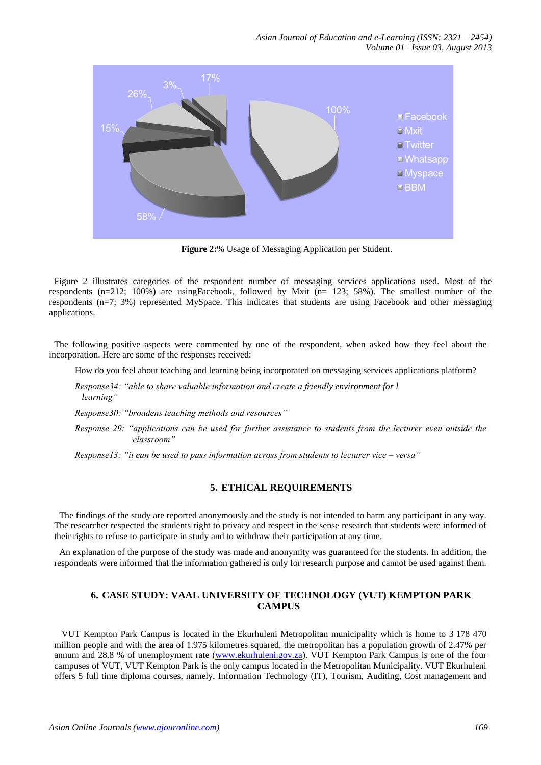**Figure 2:**% Usage of Messaging Application per Student.

Figure 2 illustrates categories of the respondent number of messaging services applications used. Most of the respondents (n=212; 100%) are usingFacebook, followed by Mxit (n= 123; 58%). The smallest number of the respondents (n=7; 3%) represented MySpace. This indicates that students are using Facebook and other messaging applications.

The following positive aspects were commented by one of the respondent, when asked how they feel about the incorporation. Here are some of the responses received:

How do you feel about teaching and learning being incorporated on messaging services applications platform?

*Response34: "able to share valuable information and create a friendly environment for l learning"*

*Response30: "broadens teaching methods and resources"*

*Response 29: "applications can be used for further assistance to students from the lecturer even outside the classroom"*

*Response13: "it can be used to pass information across from students to lecturer vice – versa"*

## 5. ETHICAL REQUIREMENTS

The findings of the study are reported anonymously and the study is not intended to harm any participant in any way. The researcher respected the students right to privacy and respect in the sense research that students were informed of their rights to refuse to participate in study and to withdraw their participation at any time.

An explanation of the purpose of the study was made and anonymity was guaranteed for the students. In addition, the respondents were informed that the information gathered is only for research purpose and cannot be used against them.

## 6. CASE STUDY: VAAL UNIVERSITY OF TECHNOLOGY (VUT) KEMPTON PARK CAMPUS

VUT Kempton Park Campus is located in the Ekurhuleni Metropolitan municipality which is home to 3 178 470 million people and with the area of 1.975 kilometres squared, the metropolitan has a population growth of 2.47% per annum and 28.8 % of unemployment rate (www.ekurhuleni.gov.za). VUT Kempton Park Campus is one of the four campuses of VUT, VUT Kempton Park is the only campus located in the Metropolitan Municipality. VUT Ekurhuleni offers 5 full time diploma courses, namely, Information Technology (IT), Tourism, Auditing, Cost management and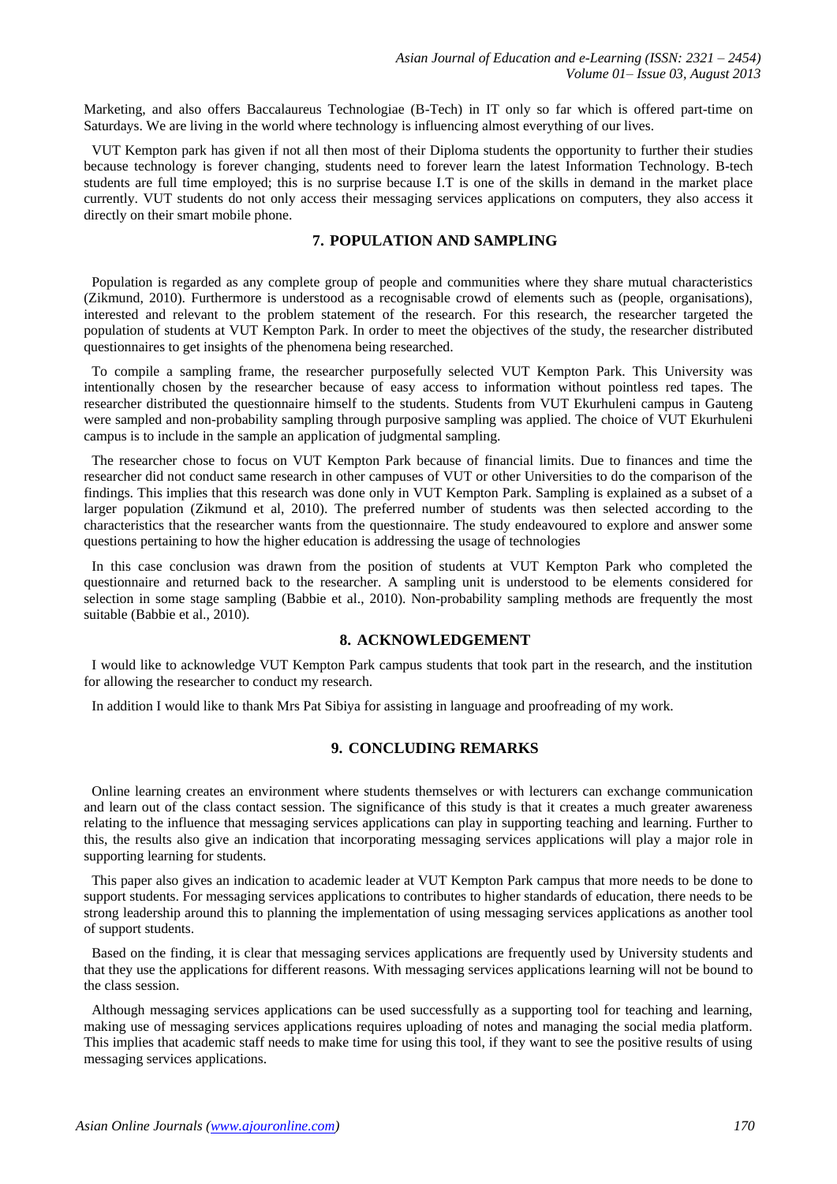Marketing, and also offers Baccalaureus Technologiae (B-Tech) in IT only so far which is offered part-time on Saturdays. We are living in the world where technology is influencing almost everything of our lives.

VUT Kempton park has given if not all then most of their Diploma students the opportunity to further their studies because technology is forever changing, students need to forever learn the latest Information Technology. B-tech students are full time employed; this is no surprise because I.T is one of the skills in demand in the market place currently. VUT students do not only access their messaging services applications on computers, they also access it directly on their smart mobile phone.

## 7. POPULATION AND SAMPLING

Population is regarded as any complete group of people and communities where they share mutual characteristics (Zikmund, 2010). Furthermore is understood as a recognisable crowd of elements such as (people, organisations), interested and relevant to the problem statement of the research. For this research, the researcher targeted the population of students at VUT Kempton Park. In order to meet the objectives of the study, the researcher distributed questionnaires to get insights of the phenomena being researched.

To compile a sampling frame, the researcher purposefully selected VUT Kempton Park. This University was intentionally chosen by the researcher because of easy access to information without pointless red tapes. The researcher distributed the questionnaire himself to the students. Students from VUT Ekurhuleni campus in Gauteng were sampled and non-probability sampling through purposive sampling was applied. The choice of VUT Ekurhuleni campus is to include in the sample an application of judgmental sampling.

The researcher chose to focus on VUT Kempton Park because of financial limits. Due to finances and time the researcher did not conduct same research in other campuses of VUT or other Universities to do the comparison of the findings. This implies that this research was done only in VUT Kempton Park. Sampling is explained as a subset of a larger population (Zikmund et al, 2010). The preferred number of students was then selected according to the characteristics that the researcher wants from the questionnaire. The study endeavoured to explore and answer some questions pertaining to how the higher education is addressing the usage of technologies

In this case conclusion was drawn from the position of students at VUT Kempton Park who completed the questionnaire and returned back to the researcher. A sampling unit is understood to be elements considered for selection in some stage sampling (Babbie et al., 2010). Non-probability sampling methods are frequently the most suitable (Babbie et al., 2010).

## 8. ACKNOWLEDGEMENT

I would like to acknowledge VUT Kempton Park campus students that took part in the research, and the institution for allowing the researcher to conduct my research.

In addition I would like to thank Mrs Pat Sibiya for assisting in language and proofreading of my work.

## 9. CONCLUDING REMARKS

Online learning creates an environment where students themselves or with lecturers can exchange communication and learn out of the class contact session. The significance of this study is that it creates a much greater awareness relating to the influence that messaging services applications can play in supporting teaching and learning. Further to this, the results also give an indication that incorporating messaging services applications will play a major role in supporting learning for students.

This paper also gives an indication to academic leader at VUT Kempton Park campus that more needs to be done to support students. For messaging services applications to contributes to higher standards of education, there needs to be strong leadership around this to planning the implementation of using messaging services applications as another tool of support students.

Based on the finding, it is clear that messaging services applications are frequently used by University students and that they use the applications for different reasons. With messaging services applications learning will not be bound to the class session.

Although messaging services applications can be used successfully as a supporting tool for teaching and learning, making use of messaging services applications requires uploading of notes and managing the social media platform. This implies that academic staff needs to make time for using this tool, if they want to see the positive results of using messaging services applications.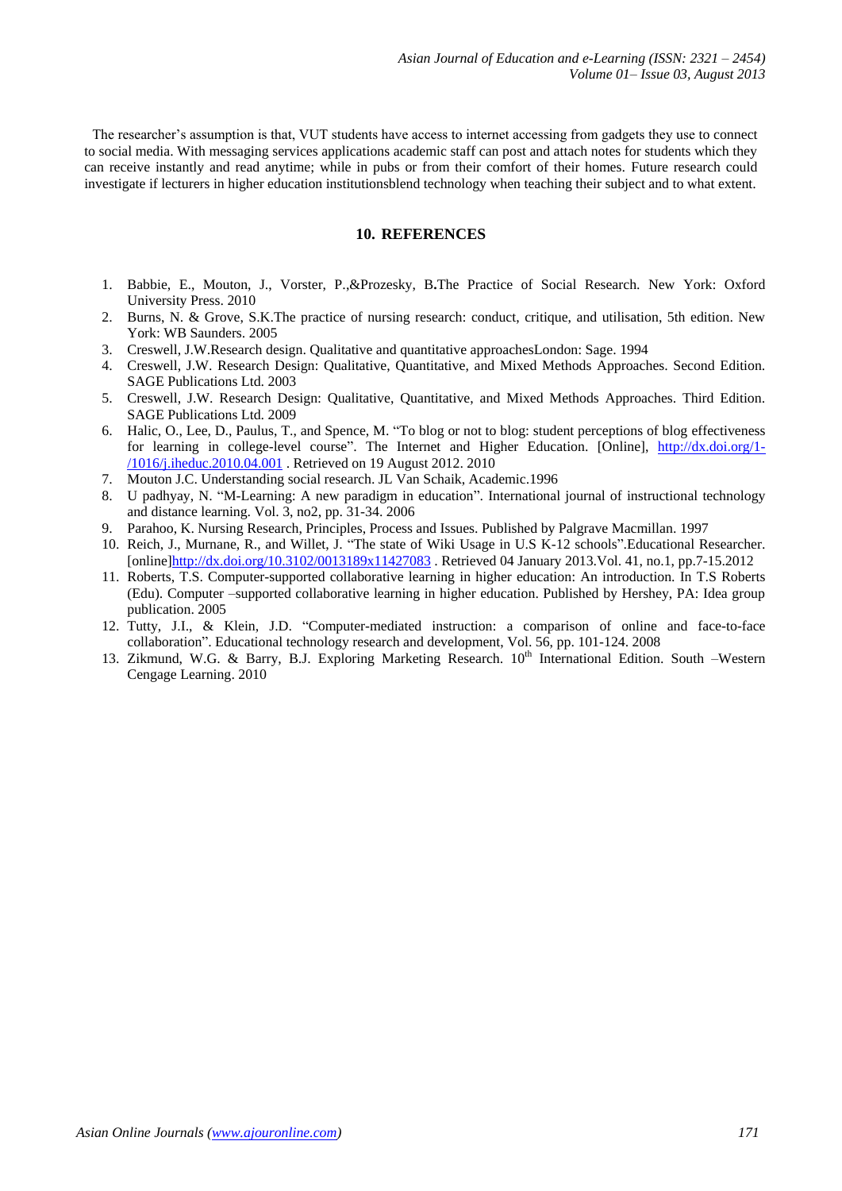The researcher's assumption is that, VUT students have access to internet accessing from gadgets they use to connect to social media. With messaging services applications academic staff can post and attach notes for students which they can receive instantly and read anytime; while in pubs or from their comfort of their homes. Future research could investigate if lecturers in higher education institutionsblend technology when teaching their subject and to what extent.

## 10. REFERENCES

1. Babbie, E., Mouton, J., Vorster, P.,&Prozesky, B.The Practice of Social Research. New York: Oxford University Press. 2010
2. Burns, N. & Grove, S.K.The practice of nursing research: conduct, critique, and utilisation, 5th edition. New York: WB Saunders. 2005
3. Creswell, J.W.Research design. Qualitative and quantitative approachesLondon: Sage. 1994
4. Creswell, J.W. Research Design: Qualitative, Quantitative, and Mixed Methods Approaches. Second Edition. SAGE Publications Ltd. 2003
5. Creswell, J.W. Research Design: Qualitative, Quantitative, and Mixed Methods Approaches. Third Edition. SAGE Publications Ltd. 2009
6. Halic, O., Lee, D., Paulus, T., and Spence, M. "To blog or not to blog: student perceptions of blog effectiveness for learning in college-level course". The Internet and Higher Education. [Online], http://dx.doi.org/1-/1016/j.iheduc.2010.04.001 . Retrieved on 19 August 2012. 2010
7. Mouton J.C. Understanding social research. JL Van Schaik, Academic.1996
8. U padhyay, N. "M-Learning: A new paradigm in education". International journal of instructional technology and distance learning. Vol. 3, no2, pp. 31-34. 2006
9. Parahoo, K. Nursing Research, Principles, Process and Issues. Published by Palgrave Macmillan. 1997
10. Reich, J., Murnane, R., and Willet, J. "The state of Wiki Usage in U.S K-12 schools".Educational Researcher. [online]http://dx.doi.org/10.3102/0013189x11427083 . Retrieved 04 January 2013.Vol. 41, no.1, pp.7-15.2012
11. Roberts, T.S. Computer-supported collaborative learning in higher education: An introduction. In T.S Roberts (Edu). Computer –supported collaborative learning in higher education. Published by Hershey, PA: Idea group publication. 2005
12. Tutty, J.I., & Klein, J.D. "Computer-mediated instruction: a comparison of online and face-to-face collaboration". Educational technology research and development, Vol. 56, pp. 101-124. 2008
13. Zikmund, W.G. & Barry, B.J. Exploring Marketing Research. 10th International Edition. South –Western Cengage Learning. 2010